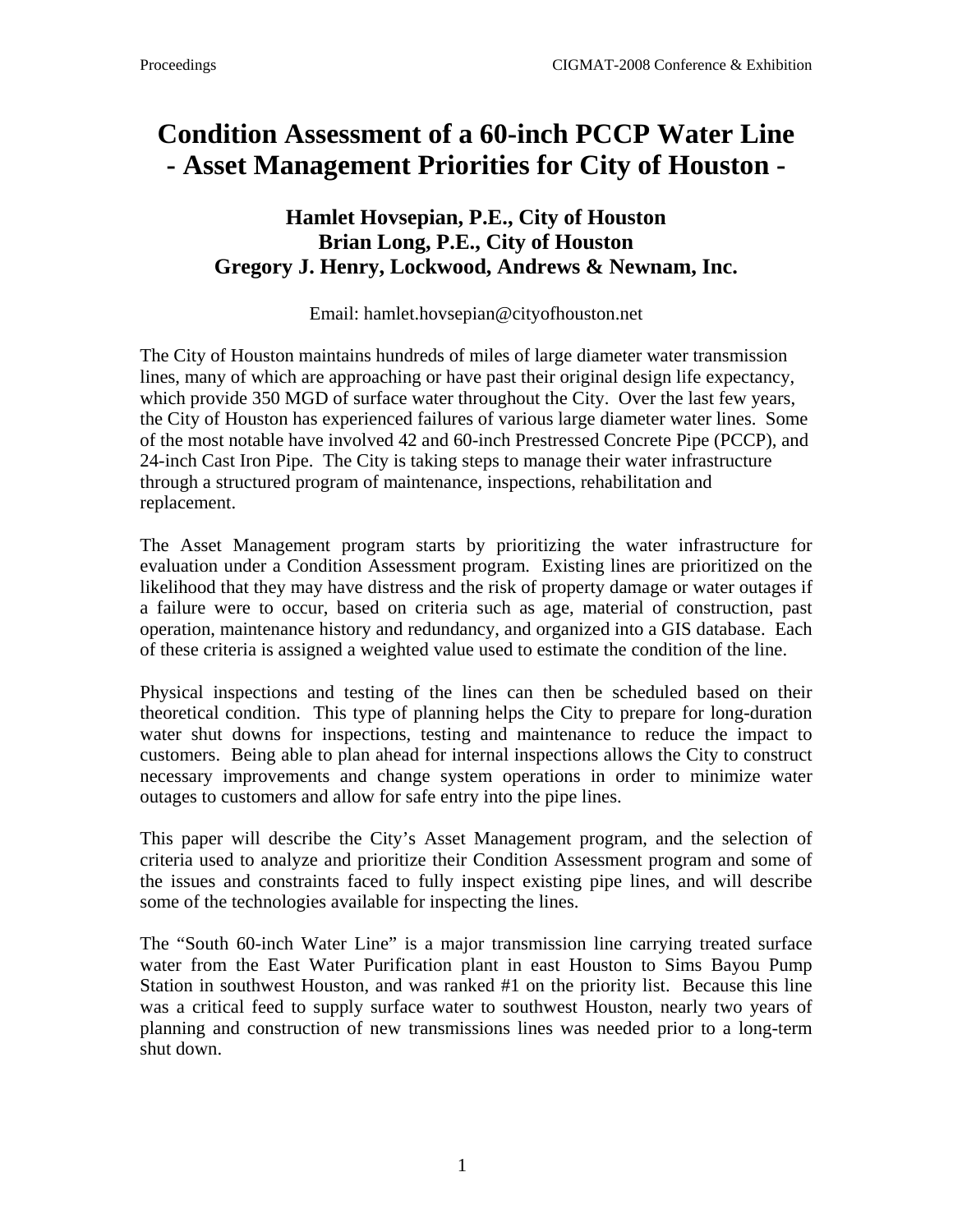# Condition Assessment of a 60-inch PCCP Water Line
# - Asset Management Priorities for City of Houston -

**Hamlet Hovsepian, P.E., City of Houston**
**Brian Long, P.E., City of Houston**
**Gregory J. Henry, Lockwood, Andrews & Newnam, Inc.**

Email: hamlet.hovsepian@cityofhouston.net

The City of Houston maintains hundreds of miles of large diameter water transmission lines, many of which are approaching or have past their original design life expectancy, which provide 350 MGD of surface water throughout the City. Over the last few years, the City of Houston has experienced failures of various large diameter water lines. Some of the most notable have involved 42 and 60-inch Prestressed Concrete Pipe (PCCP), and 24-inch Cast Iron Pipe. The City is taking steps to manage their water infrastructure through a structured program of maintenance, inspections, rehabilitation and replacement.

The Asset Management program starts by prioritizing the water infrastructure for evaluation under a Condition Assessment program. Existing lines are prioritized on the likelihood that they may have distress and the risk of property damage or water outages if a failure were to occur, based on criteria such as age, material of construction, past operation, maintenance history and redundancy, and organized into a GIS database. Each of these criteria is assigned a weighted value used to estimate the condition of the line.

Physical inspections and testing of the lines can then be scheduled based on their theoretical condition. This type of planning helps the City to prepare for long-duration water shut downs for inspections, testing and maintenance to reduce the impact to customers. Being able to plan ahead for internal inspections allows the City to construct necessary improvements and change system operations in order to minimize water outages to customers and allow for safe entry into the pipe lines.

This paper will describe the City's Asset Management program, and the selection of criteria used to analyze and prioritize their Condition Assessment program and some of the issues and constraints faced to fully inspect existing pipe lines, and will describe some of the technologies available for inspecting the lines.

The "South 60-inch Water Line" is a major transmission line carrying treated surface water from the East Water Purification plant in east Houston to Sims Bayou Pump Station in southwest Houston, and was ranked #1 on the priority list. Because this line was a critical feed to supply surface water to southwest Houston, nearly two years of planning and construction of new transmissions lines was needed prior to a long-term shut down.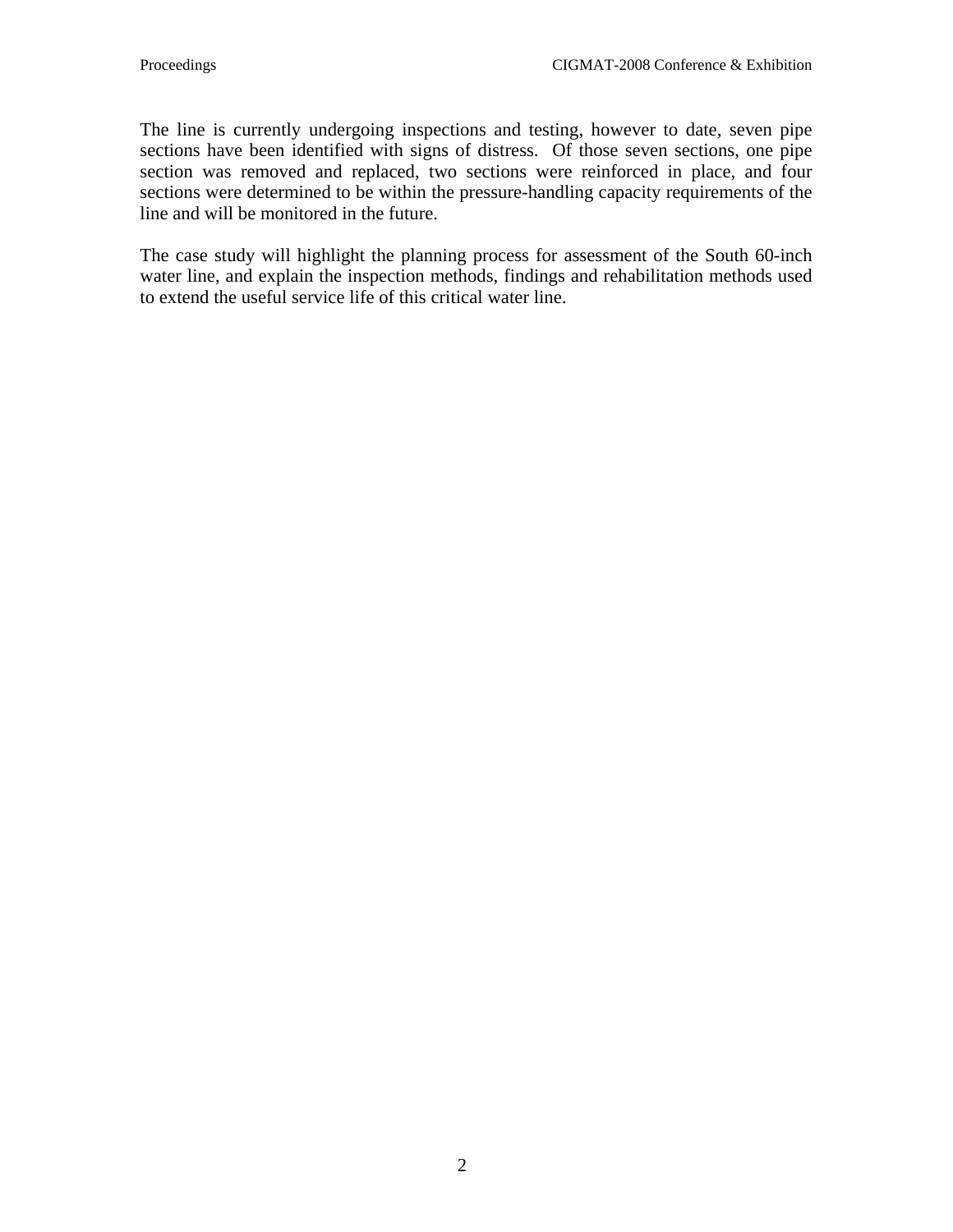The line is currently undergoing inspections and testing, however to date, seven pipe sections have been identified with signs of distress. Of those seven sections, one pipe section was removed and replaced, two sections were reinforced in place, and four sections were determined to be within the pressure-handling capacity requirements of the line and will be monitored in the future.

The case study will highlight the planning process for assessment of the South 60-inch water line, and explain the inspection methods, findings and rehabilitation methods used to extend the useful service life of this critical water line.